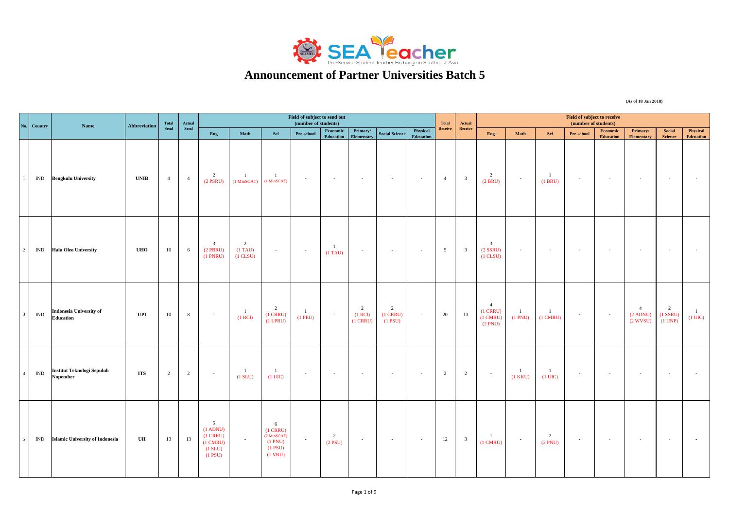# Announcement of Partner Universities Batch 5

(As of 18 Jan 2018)

| No. | Country | Name | Abbreviation | Total Send | Actual Send | Field of subject to send out (number of students) | | | | | | | | Total Receive | Actual Receive | Field of subject to receive (number of students) | | | | | | | |
|---|---|---|---|---|---|---|---|---|---|---|---|---|---|---|---|---|---|---|---|---|---|---|---|
| | | | | | | Eng | Math | Sci | Pre-school | Economic Education | Primary/ Elementary | Social Science | Physical Edcuation | | | Eng | Math | Sci | Pre-school | Economic Education | Primary/ Elementary | Social Science | Physical Edcuation |
| 1 | IND | **Bengkulu University** | **UNIB** | 4 | 4 | 2 (2 PSRU) | 1 (1 MinSCAT) | 1 (1 MinSCAT) | - | - | - | - | - | 4 | 3 | 2 (2 BRU) | - | 1 (1 BRU) | - | - | - | - | - |
| 2 | IND | **Halu Oleo University** | **UHO** | 10 | 6 | 3 (2 PBRU) (1 PNRU) | 2 (1 TAU) (1 CLSU) | - | - | 1 (1 TAU) | - | - | - | 5 | 3 | 3 (2 SSRU) (1 CLSU) | - | - | - | - | - | - | - |
| 3 | IND | **Indonesia University of Education** | **UPI** | 10 | 8 | - | 1 (1 RCI) | 2 (1 CRRU) (1 LPRU) | 1 (1 FEU) | - | 2 (1 RCI) (1 CRRU) | 2 (1 CRRU) (1 PSU) | - | 20 | 13 | 4 (1 CRRU) (1 CMRU) (2 PNU) | 1 (1 PNU) | 1 (1 CMRU) | - | - | 4 (2 ADNU) (2 WVSU) | 2 (1 SSRU) (1 UNP) | 1 (1 UIC) |
| 4 | IND | **Institut Teknologi Sepuluh Nopember** | **ITS** | 2 | 2 | - | 1 (1 SLU) | 1 (1 UIC) | - | - | - | - | - | 2 | 2 | - | 1 (1 KKU) | 1 (1 UIC) | - | - | - | - | - |
| 5 | IND | **Islamic University of Indonesia** | **UII** | 13 | 13 | 5 (1 ADNU) (1 CRRU) (1 CMRU) (1 SLU) (1 PSU) | - | 6 (1 CRRU) (2 MinSCAT) (1 PNU) (1 PSU) (1 VRU) | - | 2 (2 PSU) | - | - | - | 12 | 3 | 1 (1 CMRU) | - | 2 (2 PNU) | - | - | - | - | - |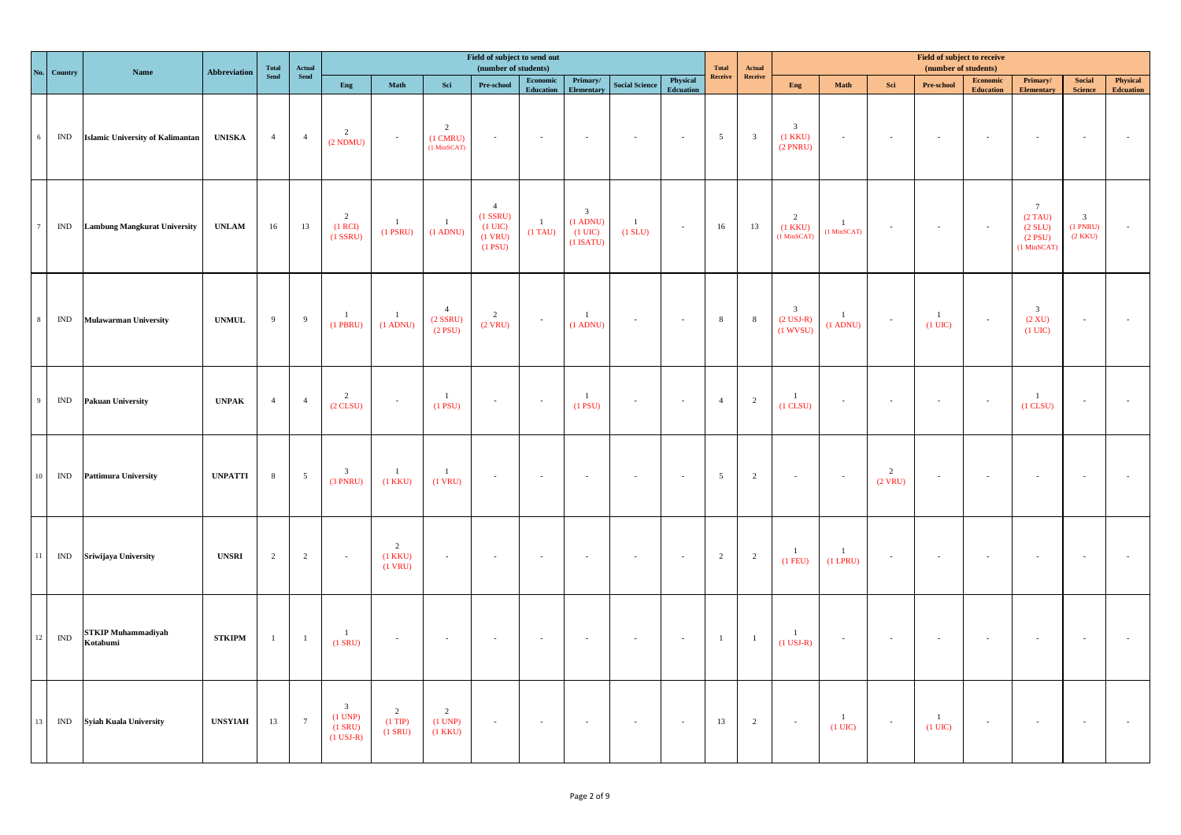| No. | Country | Name | Abbreviation | Total Send | Actual Send | Field of subject to send out (number of students) | | | | | | | | Total Receive | Actual Receive | Field of subject to receive (number of students) | | | | | | | |
|---|---|---|---|---|---|---|---|---|---|---|---|---|---|---|---|---|---|---|---|---|---|---|---|
| | | | | | | Eng | Math | Sci | Pre-school | Economic Education | Primary/ Elementary | Social Science | Physical Edcuation | | | Eng | Math | Sci | Pre-school | Economic Education | Primary/ Elementary | Social Science | Physical Edcuation |
| 6 | IND | Islamic University of Kalimantan | UNISKA | 4 | 4 | 2 (2 NDMU) | - | 2 (1 CMRU) (1 MinSCAT) | - | - | - | - | - | 5 | 3 | 3 (1 KKU) (2 PNRU) | - | - | - | - | - | - | - |
| 7 | IND | Lambung Mangkurat University | UNLAM | 16 | 13 | 2 (1 RCI) (1 SSRU) | 1 (1 PSRU) | 1 (1 ADNU) | 4 (1 SSRU) (1 UIC) (1 VRU) (1 PSU) | 1 (1 TAU) | 3 (1 ADNU) (1 UIC) (1 ISATU) | 1 (1 SLU) | - | 16 | 13 | 2 (1 KKU) (1 MinSCAT) | 1 (1 MinSCAT) | - | - | - | 7 (2 TAU) (2 SLU) (2 PSU) (1 MinSCAT) | 3 (1 PNRU) (2 KKU) | - |
| 8 | IND | Mulawarman University | UNMUL | 9 | 9 | 1 (1 PBRU) | 1 (1 ADNU) | 4 (2 SSRU) (2 PSU) | 2 (2 VRU) | - | 1 (1 ADNU) | - | - | 8 | 8 | 3 (2 USJ-R) (1 WVSU) | 1 (1 ADNU) | - | 1 (1 UIC) | - | 3 (2 XU) (1 UIC) | - | - |
| 9 | IND | Pakuan University | UNPAK | 4 | 4 | 2 (2 CLSU) | - | 1 (1 PSU) | - | - | 1 (1 PSU) | - | - | 4 | 2 | 1 (1 CLSU) | - | - | - | - | 1 (1 CLSU) | - | - |
| 10 | IND | Pattimura University | UNPATTI | 8 | 5 | 3 (3 PNRU) | 1 (1 KKU) | 1 (1 VRU) | - | - | - | - | - | 5 | 2 | - | - | 2 (2 VRU) | - | - | - | - | - |
| 11 | IND | Sriwijaya University | UNSRI | 2 | 2 | - | 2 (1 KKU) (1 VRU) | - | - | - | - | - | - | 2 | 2 | 1 (1 FEU) | 1 (1 LPRU) | - | - | - | - | - | - |
| 12 | IND | STKIP Muhammadiyah Kotabumi | STKIPM | 1 | 1 | 1 (1 SRU) | - | - | - | - | - | - | - | 1 | 1 | 1 (1 USJ-R) | - | - | - | - | - | - | - |
| 13 | IND | Syiah Kuala University | UNSYIAH | 13 | 7 | 3 (1 UNP) (1 SRU) (1 USJ-R) | 2 (1 TIP) (1 SRU) | 2 (1 UNP) (1 KKU) | - | - | - | - | - | 13 | 2 | - | 1 (1 UIC) | - | 1 (1 UIC) | - | - | - | - |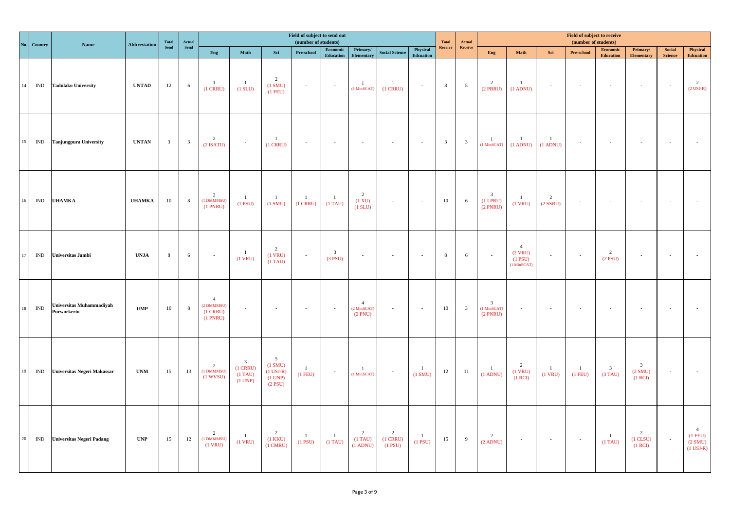| No. | Country | Name | Abbreviation | Total Send | Actual Send | Field of subject to send out (number of students) | | | | | | | | Total Receive | Actual Receive | Field of subject to receive (number of students) | | | | | | | |
|---|---|---|---|---|---|---|---|---|---|---|---|---|---|---|---|---|---|---|---|---|---|---|---|
| | | | | | | Eng | Math | Sci | Pre-school | Economic Education | Primary/ Elementary | Social Science | Physical Edcuation | | | Eng | Math | Sci | Pre-school | Economic Education | Primary/ Elementary | Social Science | Physical Edcuation |
| 14 | IND | Tadulako University | UNTAD | 12 | 6 | 1 (1 CRRU) | 1 (1 SLU) | 2 (1 SMU) (1 FEU) | - | - | 1 (1 MinSCAT) | 1 (1 CRRU) | - | 8 | 5 | 2 (2 PBRU) | 1 (1 ADNU) | - | - | - | - | - | 2 (2 USJ-R) |
| 15 | IND | Tanjungpura University | UNTAN | 3 | 3 | 2 (2 ISATU) | - | 1 (1 CRRU) | - | - | - | - | - | 3 | 3 | 1 (1 MinSCAT) | 1 (1 ADNU) | 1 (1 ADNU) | - | - | - | - | - |
| 16 | IND | UHAMKA | UHAMKA | 10 | 8 | 2 (1 DMMMSU) (1 PNRU) | 1 (1 PSU) | 1 (1 SMU) | 1 (1 CRRU) | 1 (1 TAU) | 2 (1 XU) (1 SLU) | - | - | 10 | 6 | 3 (1 LPRU) (2 PNRU) | 1 (1 VRU) | 2 (2 SSRU) | - | - | - | - | - |
| 17 | IND | Universitas Jambi | UNJA | 8 | 6 | - | 1 (1 VRU) | 2 (1 VRU) (1 TAU) | - | 3 (3 PSU) | - | - | - | 8 | 6 | - | 4 (2 VRU) (1 PSU) (1 MinSCAT) | - | - | 2 (2 PSU) | - | - | - |
| 18 | IND | Universitas Muhammadiyah Purworkerto | UMP | 10 | 8 | 4 (2 DMMMSU) (1 CRRU) (1 PNRU) | - | - | - | - | 4 (2 MinSCAT) (2 PNU) | - | - | 10 | 3 | 3 (1 MinSCAT) (2 PNRU) | - | - | - | - | - | - | - |
| 19 | IND | Universitas Negeri Makassar | UNM | 15 | 13 | 2 (1 DMMMSU) (1 WVSU) | 3 (1 CRRU) (1 TAU) (1 UNP) | 5 (1 SMU) (1 USJ-R) (1 UNP) (2 PSU) | 1 (1 FEU) | - | 1 (1 MinSCAT) | - | 1 (1 SMU) | 12 | 11 | 1 (1 ADNU) | 2 (1 VRU) (1 RCI) | 1 (1 VRU) | 1 (1 FEU) | 3 (3 TAU) | 3 (2 SMU) (1 RCI) | - | - |
| 20 | IND | Universitas Negeri Padang | UNP | 15 | 12 | 2 (1 DMMMSU) (1 VRU) | 1 (1 VRU) | 2 (1 KKU) (1 CMRU) | 1 (1 PSU) | 1 (1 TAU) | 2 (1 TAU) (1 ADNU) | 2 (1 CRRU) (1 PSU) | 1 (1 PSU) | 15 | 9 | 2 (2 ADNU) | - | - | - | 1 (1 TAU) | 2 (1 CLSU) (1 RCI) | - | 4 (1 FEU) (2 SMU) (1 USJ-R) |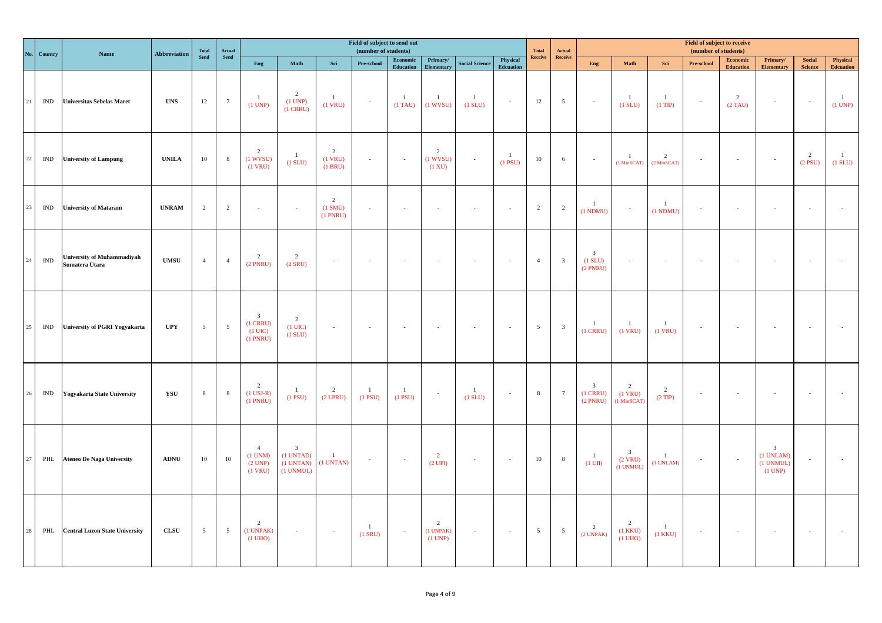| No. | Country | Name | Abbreviation | Total Send | Actual Send | Field of subject to send out (number of students) | | | | | | | | Total Receive | Actual Receive | Field of subject to receive (number of students) | | | | | | | |
|---|---|---|---|---|---|---|---|---|---|---|---|---|---|---|---|---|---|---|---|---|---|---|---|
| | | | | | | Eng | Math | Sci | Pre-school | Economic Education | Primary/ Elementary | Social Science | Physical Edcuation | | | Eng | Math | Sci | Pre-school | Economic Education | Primary/ Elementary | Social Science | Physical Edcuation |
| 21 | IND | Universitas Sebelas Maret | UNS | 12 | 7 | 1 (1 UNP) | 2 (1 UNP) (1 CRRU) | 1 (1 VRU) | - | 1 (1 TAU) | 1 (1 WVSU) | 1 (1 SLU) | - | 12 | 5 | - | 1 (1 SLU) | 1 (1 TIP) | - | 2 (2 TAU) | - | - | 1 (1 UNP) |
| 22 | IND | University of Lampung | UNILA | 10 | 8 | 2 (1 WVSU) (1 VRU) | 1 (1 SLU) | 2 (1 VRU) (1 BRU) | - | - | 2 (1 WVSU) (1 XU) | - | 1 (1 PSU) | 10 | 6 | - | 1 (1 MinSCAT) | 2 (2 MinSCAT) | - | - | - | 2 (2 PSU) | 1 (1 SLU) |
| 23 | IND | University of Mataram | UNRAM | 2 | 2 | - | - | 2 (1 SMU) (1 PNRU) | - | - | - | - | - | 2 | 2 | 1 (1 NDMU) | - | 1 (1 NDMU) | - | - | - | - | - |
| 24 | IND | University of Muhammadiyah Sumatera Utara | UMSU | 4 | 4 | 2 (2 PNRU) | 2 (2 SRU) | - | - | - | - | - | - | 4 | 3 | 3 (1 SLU) (2 PNRU) | - | - | - | - | - | - | - |
| 25 | IND | University of PGRI Yogyakarta | UPY | 5 | 5 | 3 (1 CRRU) (1 UIC) (1 PNRU) | 2 (1 UIC) (1 SLU) | - | - | - | - | - | - | 5 | 3 | 1 (1 CRRU) | 1 (1 VRU) | 1 (1 VRU) | - | - | - | - | - |
| 26 | IND | Yogyakarta State University | YSU | 8 | 8 | 2 (1 USJ-R) (1 PNRU) | 1 (1 PSU) | 2 (2 LPRU) | 1 (1 PSU) | 1 (1 PSU) | - | 1 (1 SLU) | - | 8 | 7 | 3 (1 CRRU) (2 PNRU) | 2 (1 VRU) (1 MinSCAT) | 2 (2 TIP) | - | - | - | - | - |
| 27 | PHL | Ateneo De Naga University | ADNU | 10 | 10 | 4 (1 UNM) (2 UNP) (1 VRU) | 3 (1 UNTAD) (1 UNTAN) (1 UNMUL) | 1 (1 UNTAN) | - | - | 2 (2 UPI) | - | - | 10 | 8 | 1 (1 UII) | 3 (2 VRU) (1 UNMUL) | 1 (1 UNLAM) | - | - | 3 (1 UNLAM) (1 UNMUL) (1 UNP) | - | - |
| 28 | PHL | Central Luzon State University | CLSU | 5 | 5 | 2 (1 UNPAK) (1 UHO) | - | - | 1 (1 SRU) | - | 2 (1 UNPAK) (1 UNP) | - | - | 5 | 5 | 2 (2 UNPAK) | 2 (1 KKU) (1 UHO) | 1 (1 KKU) | - | - | - | - | - |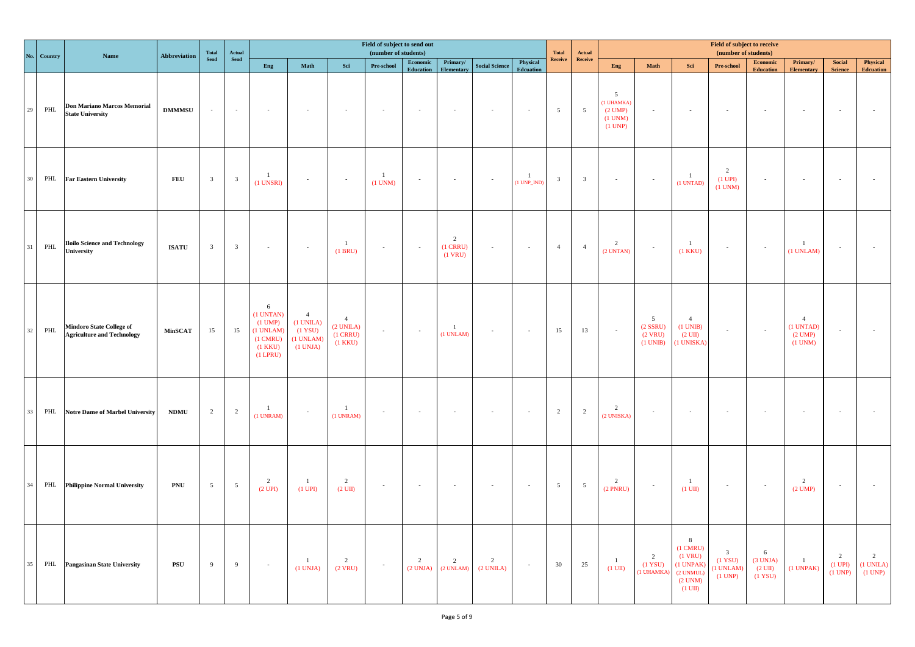| No. | Country | Name | Abbreviation | Total Send | Actual Send | Field of subject to send out (number of students) | | | | | | | | Total Receive | Actual Receive | Field of subject to receive (number of students) | | | | | | | |
|---|---|---|---|---|---|---|---|---|---|---|---|---|---|---|---|---|---|---|---|---|---|---|---|
| | | | | | | Eng | Math | Sci | Pre-school | Economic Education | Primary/ Elementary | Social Science | Physical Edcuation | | | Eng | Math | Sci | Pre-school | Economic Education | Primary/ Elementary | Social Science | Physical Edcuation |
| 29 | PHL | Don Mariano Marcos Memorial State University | DMMMSU | - | - | - | - | - | - | - | - | - | - | 5 | 5 | 5 (1 UHAMKA) (2 UMP) (1 UNM) (1 UNP) | - | - | - | - | - | - | - |
| 30 | PHL | Far Eastern University | FEU | 3 | 3 | 1 (1 UNSRI) | - | - | 1 (1 UNM) | - | - | - | 1 (1 UNP_IND) | 3 | 3 | - | - | 1 (1 UNTAD) | 2 (1 UPI) (1 UNM) | - | - | - | - |
| 31 | PHL | Iloilo Science and Technology University | ISATU | 3 | 3 | - | - | 1 (1 BRU) | - | - | 2 (1 CRRU) (1 VRU) | - | - | 4 | 4 | 2 (2 UNTAN) | - | 1 (1 KKU) | - | - | 1 (1 UNLAM) | - | - |
| 32 | PHL | Mindoro State College of Agriculture and Technology | MinSCAT | 15 | 15 | 6 (1 UNTAN) (1 UMP) (1 UNLAM) (1 CMRU) (1 KKU) (1 LPRU) | 4 (1 UNILA) (1 YSU) (1 UNLAM) (1 UNJA) | 4 (2 UNILA) (1 CRRU) (1 KKU) | - | - | 1 (1 UNLAM) | - | - | 15 | 13 | - | 5 (2 SSRU) (2 VRU) (1 UNIB) | 4 (1 UNIB) (2 UII) (1 UNISKA) | - | - | 4 (1 UNTAD) (2 UMP) (1 UNM) | - | - |
| 33 | PHL | Notre Dame of Marbel University | NDMU | 2 | 2 | 1 (1 UNRAM) | - | 1 (1 UNRAM) | - | - | - | - | - | 2 | 2 | 2 (2 UNISKA) | - | - | - | - | - | - | - |
| 34 | PHL | Philippine Normal University | PNU | 5 | 5 | 2 (2 UPI) | 1 (1 UPI) | 2 (2 UII) | - | - | - | - | - | 5 | 5 | 2 (2 PNRU) | - | 1 (1 UII) | - | - | 2 (2 UMP) | - | - |
| 35 | PHL | Pangasinan State University | PSU | 9 | 9 | - | 1 (1 UNJA) | 2 (2 VRU) | - | 2 (2 UNJA) | 2 (2 UNLAM) | 2 (2 UNILA) | - | 30 | 25 | 1 (1 UII) | 2 (1 YSU) (1 UHAMKA) | 8 (1 CMRU) (1 VRU) (1 UNPAK) (2 UNMUL) (2 UNM) (1 UII) | 3 (1 YSU) (1 UNLAM) (1 UNP) | 6 (3 UNJA) (2 UII) (1 YSU) | 1 (1 UNPAK) | 2 (1 UPI) (1 UNP) | 2 (1 UNILA) (1 UNP) |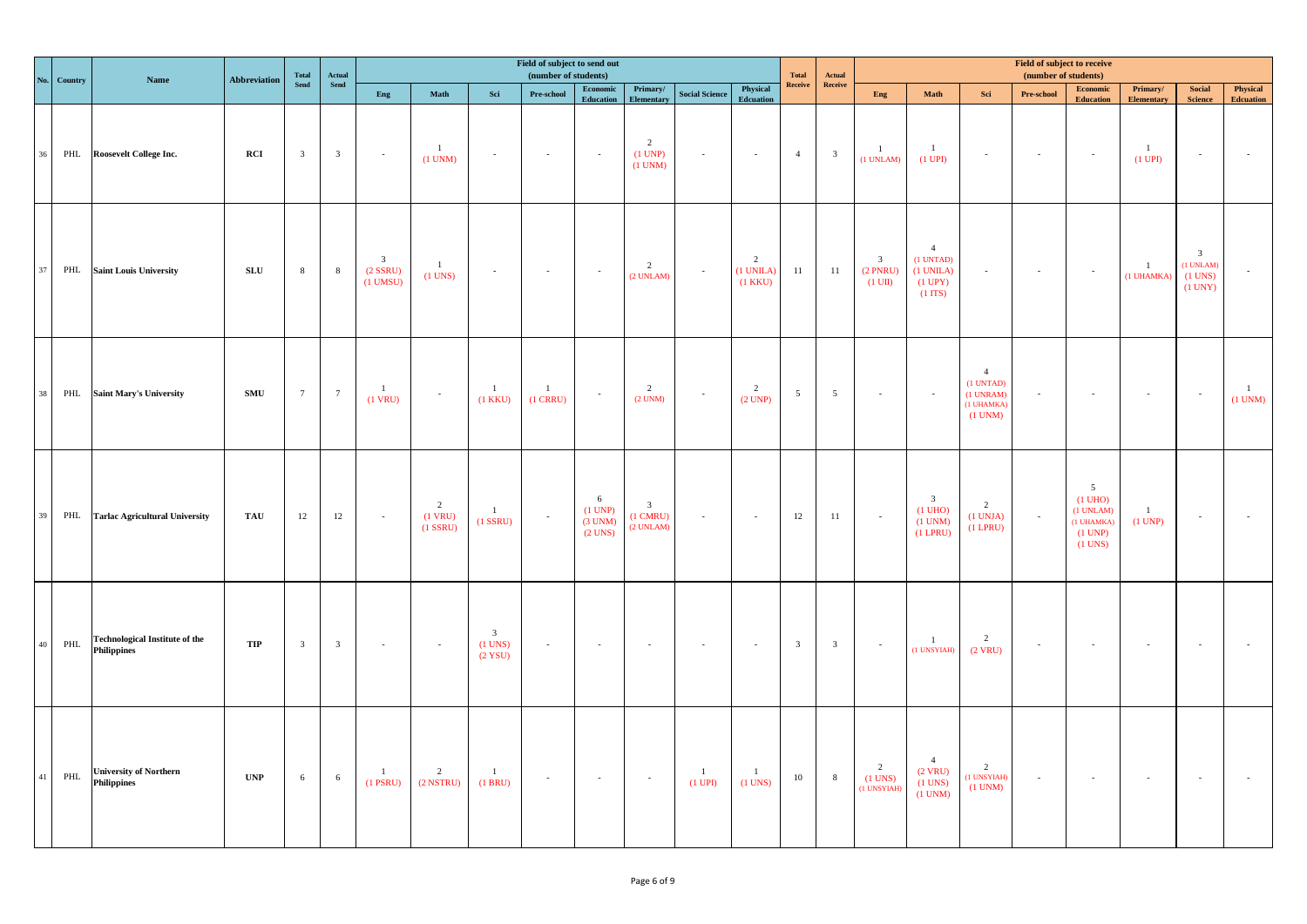| No. | Country | Name | Abbreviation | Total Send | Actual Send | Field of subject to send out (number of students) | | | | | | | | Total Receive | Actual Receive | Field of subject to receive (number of students) | | | | | | | |
|---|---|---|---|---|---|---|---|---|---|---|---|---|---|---|---|---|---|---|---|---|---|---|---|
| | | | | | | Eng | Math | Sci | Pre-school | Economic Education | Primary/ Elementary | Social Science | Physical Edcuation | | | Eng | Math | Sci | Pre-school | Economic Education | Primary/ Elementary | Social Science | Physical Edcuation |
| 36 | PHL | Roosevelt College Inc. | RCI | 3 | 3 | - | 1 (1 UNM) | - | - | - | 2 (1 UNP) (1 UNM) | - | - | 4 | 3 | 1 (1 UNLAM) | 1 (1 UPI) | - | - | - | 1 (1 UPI) | - | - |
| 37 | PHL | Saint Louis University | SLU | 8 | 8 | 3 (2 SSRU) (1 UMSU) | 1 (1 UNS) | - | - | - | 2 (2 UNLAM) | - | 2 (1 UNILA) (1 KKU) | 11 | 11 | 3 (2 PNRU) (1 UII) | 4 (1 UNTAD) (1 UNILA) (1 UPY) (1 ITS) | - | - | - | 1 (1 UHAMKA) | 3 (1 UNLAM) (1 UNS) (1 UNY) | - |
| 38 | PHL | Saint Mary's University | SMU | 7 | 7 | 1 (1 VRU) | - | 1 (1 KKU) | 1 (1 CRRU) | - | 2 (2 UNM) | - | 2 (2 UNP) | 5 | 5 | - | - | 4 (1 UNTAD) (1 UNRAM) (1 UHAMKA) (1 UNM) | - | - | - | - | 1 (1 UNM) |
| 39 | PHL | Tarlac Agricultural University | TAU | 12 | 12 | - | 2 (1 VRU) (1 SSRU) | 1 (1 SSRU) | - | 6 (1 UNP) (3 UNM) (2 UNS) | 3 (1 CMRU) (2 UNLAM) | - | - | 12 | 11 | - | 3 (1 UHO) (1 UNM) (1 LPRU) | 2 (1 UNJA) (1 LPRU) | - | 5 (1 UHO) (1 UNLAM) (1 UHAMKA) (1 UNP) (1 UNS) | 1 (1 UNP) | - | - |
| 40 | PHL | Technological Institute of the Philippines | TIP | 3 | 3 | - | - | 3 (1 UNS) (2 YSU) | - | - | - | - | - | 3 | 3 | - | 1 (1 UNSYIAH) | 2 (2 VRU) | - | - | - | - | - |
| 41 | PHL | University of Northern Philippines | UNP | 6 | 6 | 1 (1 PSRU) | 2 (2 NSTRU) | 1 (1 BRU) | - | - | - | 1 (1 UPI) | 1 (1 UNS) | 10 | 8 | 2 (1 UNS) (1 UNSYIAH) | 4 (2 VRU) (1 UNS) (1 UNM) | 2 (1 UNSYIAH) (1 UNM) | - | - | - | - | - |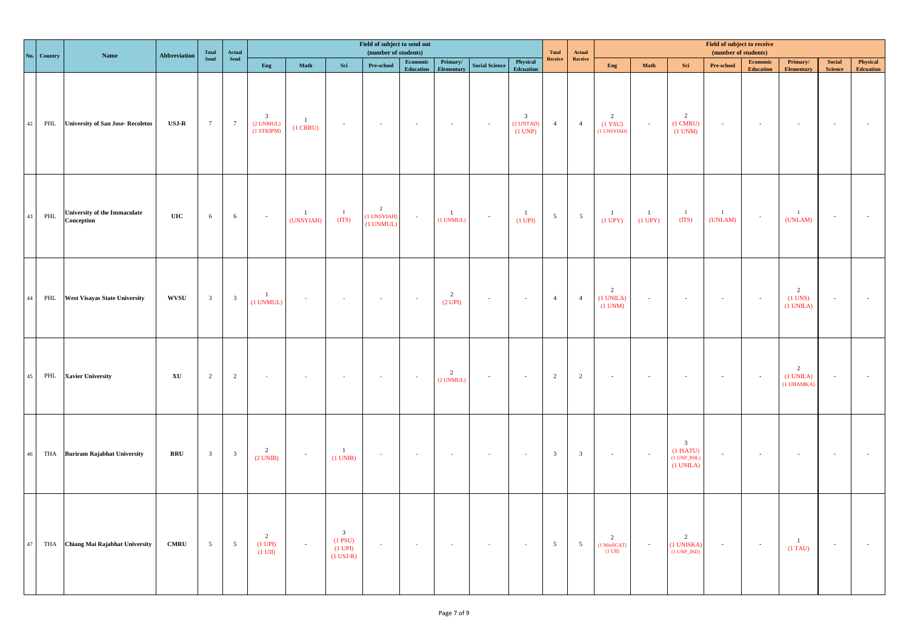| No. | Country | Name | Abbreviation | Total Send | Actual Send | Field of subject to send out (number of students) | | | | | | | | Total Receive | Actual Receive | Field of subject to receive (number of students) | | | | | | | |
|---|---|---|---|---|---|---|---|---|---|---|---|---|---|---|---|---|---|---|---|---|---|---|---|
| | | | | | | Eng | Math | Sci | Pre-school | Economic Education | Primary/ Elementary | Social Science | Physical Edcuation | | | Eng | Math | Sci | Pre-school | Economic Education | Primary/ Elementary | Social Science | Physical Edcuation |
| 42 | PHL | University of San Jose- Recoletos | USJ-R | 7 | 7 | 3 (2 UNMUL) (1 STKIPM) | 1 (1 CRRU) | - | - | - | - | - | 3 (2 UNTAD) (1 UNP) | 4 | 4 | 2 (1 YSU) (1 UNSYIAH) | - | 2 (1 CMRU) (1 UNM) | - | - | - | - | - |
| 43 | PHL | University of the Immaculate Conception | UIC | 6 | 6 | - | 1 (UNSYIAH) | 1 (ITS) | 2 (1 UNSYIAH) (1 UNMUL) | - | 1 (1 UNMUL) | - | 1 (1 UPI) | 5 | 5 | 1 (1 UPY) | 1 (1 UPY) | 1 (ITS) | 1 (UNLAM) | - | 1 (UNLAM) | - | - |
| 44 | PHL | West Visayas State University | WVSU | 3 | 3 | 1 (1 UNMUL) | - | - | - | - | 2 (2 UPI) | - | - | 4 | 4 | 2 (1 UNILA) (1 UNM) | - | - | - | - | 2 (1 UNS) (1 UNILA) | - | - |
| 45 | PHL | Xavier University | XU | 2 | 2 | - | - | - | - | - | 2 (2 UNMUL) | - | - | 2 | 2 | - | - | - | - | - | 2 (1 UNILA) (1 UHAMKA) | - | - |
| 46 | THA | Buriram Rajabhat University | BRU | 3 | 3 | 2 (2 UNIB) | - | 1 (1 UNIB) | - | - | - | - | - | 3 | 3 | - | - | 3 (1 ISATU) (1 UNP_PHL) (1 UNILA) | - | - | - | - | - |
| 47 | THA | Chiang Mai Rajabhat University | CMRU | 5 | 5 | 2 (1 UPI) (1 UII) | - | 3 (1 PSU) (1 UPI) (1 USJ-R) | - | - | - | - | - | 5 | 5 | 2 (1 MinSCAT) (1 UII) | - | 2 (1 UNISKA) (1 UNP_IND) | - | - | 1 (1 TAU) | - | - |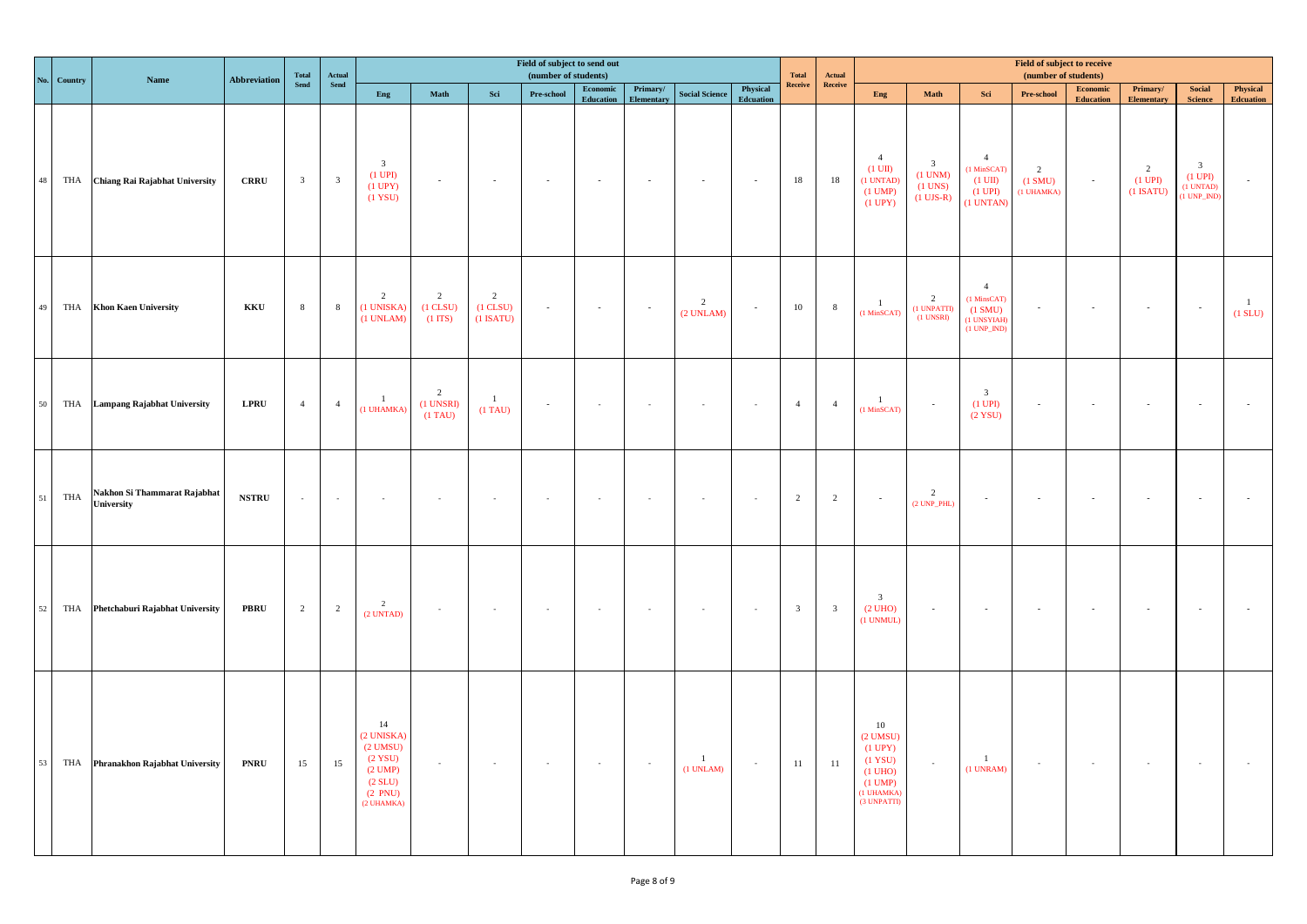| No. | Country | Name | Abbreviation | Total Send | Actual Send | Field of subject to send out (number of students) | | | | | | | | Total Receive | Actual Receive | Field of subject to receive (number of students) | | | | | | | |
|---|---|---|---|---|---|---|---|---|---|---|---|---|---|---|---|---|---|---|---|---|---|---|---|
| | | | | | | Eng | Math | Sci | Pre-school | Economic Education | Primary/ Elementary | Social Science | Physical Edcuation | | | Eng | Math | Sci | Pre-school | Economic Education | Primary/ Elementary | Social Science | Physical Edcuation |
| 48 | THA | Chiang Rai Rajabhat University | CRRU | 3 | 3 | 3 (1 UPI) (1 UPY) (1 YSU) | - | - | - | - | - | - | - | 18 | 18 | 4 (1 UII) (1 UNTAD) (1 UMP) (1 UPY) | 3 (1 UNM) (1 UNS) (1 UJS-R) | 4 (1 MinSCAT) (1 UII) (1 UPI) (1 UNTAN) | 2 (1 SMU) (1 UHAMKA) | - | 2 (1 UPI) (1 ISATU) | 3 (1 UPI) (1 UNTAD) (1 UNP_IND) | - |
| 49 | THA | Khon Kaen University | KKU | 8 | 8 | 2 (1 UNISKA) (1 UNLAM) | 2 (1 CLSU) (1 ITS) | 2 (1 CLSU) (1 ISATU) | - | - | - | 2 (2 UNLAM) | - | 10 | 8 | 1 (1 MinSCAT) | 2 (1 UNPATTI) (1 UNSRI) | 4 (1 MinsCAT) (1 SMU) (1 UNSYIAH) (1 UNP_IND) | - | - | - | - | 1 (1 SLU) |
| 50 | THA | Lampang Rajabhat University | LPRU | 4 | 4 | 1 (1 UHAMKA) | 2 (1 UNSRI) (1 TAU) | 1 (1 TAU) | - | - | - | - | - | 4 | 4 | 1 (1 MinSCAT) | - | 3 (1 UPI) (2 YSU) | - | - | - | - | - |
| 51 | THA | Nakhon Si Thammarat Rajabhat University | NSTRU | - | - | - | - | - | - | - | - | - | - | 2 | 2 | - | 2 (2 UNP_PHL) | - | - | - | - | - | - |
| 52 | THA | Phetchaburi Rajabhat University | PBRU | 2 | 2 | 2 (2 UNTAD) | - | - | - | - | - | - | - | 3 | 3 | 3 (2 UHO) (1 UNMUL) | - | - | - | - | - | - | - |
| 53 | THA | Phranakhon Rajabhat University | PNRU | 15 | 15 | 14 (2 UNISKA) (2 UMSU) (2 YSU) (2 UMP) (2 SLU) (2 PNU) (2 UHAMKA) | - | - | - | - | - | 1 (1 UNLAM) | - | 11 | 11 | 10 (2 UMSU) (1 UPY) (1 YSU) (1 UHO) (1 UMP) (1 UHAMKA) (3 UNPATTI) | - | 1 (1 UNRAM) | - | - | - | - | - |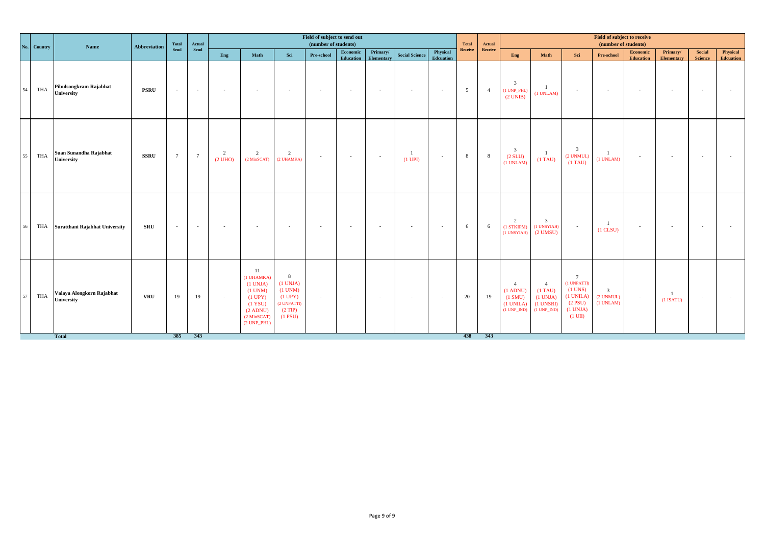| No. | Country | Name | Abbreviation | Total Send | Actual Send | Field of subject to send out (number of students) | | | | | | | | Total Receive | Actual Receive | Field of subject to receive (number of students) | | | | | | | |
|---|---|---|---|---|---|---|---|---|---|---|---|---|---|---|---|---|---|---|---|---|---|---|---|
| | | | | | | Eng | Math | Sci | Pre-school | Economic Education | Primary/ Elementary | Social Science | Physical Edcuation | | | Eng | Math | Sci | Pre-school | Economic Education | Primary/ Elementary | Social Science | Physical Edcuation |
| 54 | THA | Pibulsongkram Rajabhat University | PSRU | - | - | - | - | - | - | - | - | - | - | 5 | 4 | 3 (1 UNP_PHL) (2 UNIB) | 1 (1 UNLAM) | - | - | - | - | - | - |
| 55 | THA | Suan Sunandha Rajabhat University | SSRU | 7 | 7 | 2 (2 UHO) | 2 (2 MinSCAT) | 2 (2 UHAMKA) | - | - | - | 1 (1 UPI) | - | 8 | 8 | 3 (2 SLU) (1 UNLAM) | 1 (1 TAU) | 3 (2 UNMUL) (1 TAU) | 1 (1 UNLAM) | - | - | - | - |
| 56 | THA | Suratthani Rajabhat University | SRU | - | - | - | - | - | - | - | - | - | - | 6 | 6 | 2 (1 STKIPM) (1 UNSYIAH) | 3 (1 UNSYIAH) (2 UMSU) | - | 1 (1 CLSU) | - | - | - | - |
| 57 | THA | Valaya Alongkorn Rajabhat University | VRU | 19 | 19 | - | 11 (1 UHAMKA) (1 UNJA) (1 UNM) (1 UPY) (1 YSU) (2 ADNU) (2 MinSCAT) (2 UNP_PHL) | 8 (1 UNJA) (1 UNM) (1 UPY) (2 UNPATTI) (2 TIP) (1 PSU) | - | - | - | - | - | 20 | 19 | 4 (1 ADNU) (1 SMU) (1 UNILA) (1 UNP_IND) | 4 (1 TAU) (1 UNJA) (1 UNSRI) (1 UNP_IND) | 7 (1 UNPATTI) (1 UNS) (1 UNILA) (2 PSU) (1 UNJA) (1 UII) | 3 (2 UNMUL) (1 UNLAM) | - | 1 (1 ISATU) | - | - |
| | | Total | | 385 | 343 | | | | | | | | | 438 | 343 | | | | | | | | |